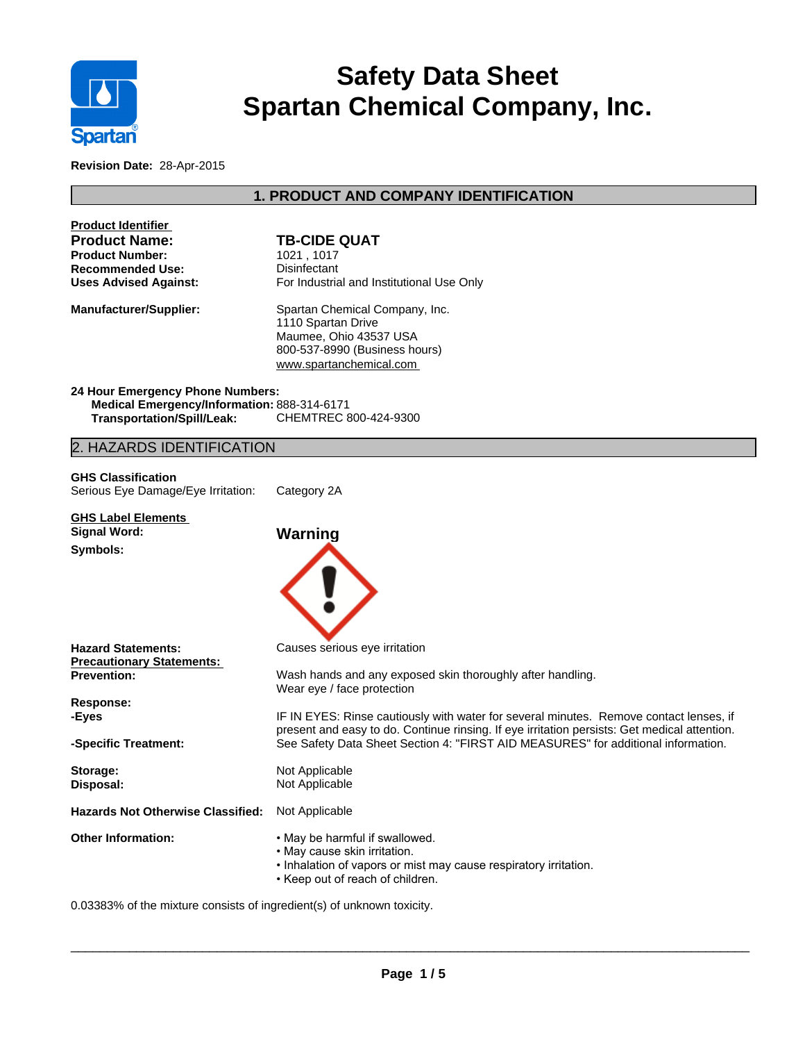# Safety Data Sheet
# Spartan Chemical Company, Inc.

**Revision Date:** 28-Apr-2015

## 1. PRODUCT AND COMPANY IDENTIFICATION

**Product Identifier**

| | |
|---|---|
| **Product Name:** | **TB-CIDE QUAT** |
| **Product Number:** | 1021 , 1017 |
| **Recommended Use:** | Disinfectant |
| **Uses Advised Against:** | For Industrial and Institutional Use Only |
| **Manufacturer/Supplier:** | Spartan Chemical Company, Inc.<br>1110 Spartan Drive<br>Maumee, Ohio 43537 USA<br>800-537-8990 (Business hours)<br>www.spartanchemical.com |

**24 Hour Emergency Phone Numbers:**

**Medical Emergency/Information:** 888-314-6171

**Transportation/Spill/Leak:** CHEMTREC 800-424-9300

## 2. HAZARDS IDENTIFICATION

**GHS Classification**

Serious Eye Damage/Eye Irritation: Category 2A

**GHS Label Elements**

**Signal Word:** **Warning**

**Symbols:**

**Hazard Statements:** Causes serious eye irritation

**Precautionary Statements:**

**Prevention:** Wash hands and any exposed skin thoroughly after handling.
Wear eye / face protection

**Response:**

**-Eyes** IF IN EYES: Rinse cautiously with water for several minutes. Remove contact lenses, if present and easy to do. Continue rinsing. If eye irritation persists: Get medical attention.

**-Specific Treatment:** See Safety Data Sheet Section 4: "FIRST AID MEASURES" for additional information.

**Storage:** Not Applicable

**Disposal:** Not Applicable

**Hazards Not Otherwise Classified:** Not Applicable

**Other Information:**

- May be harmful if swallowed.
- May cause skin irritation.
- Inhalation of vapors or mist may cause respiratory irritation.
- Keep out of reach of children.

0.03383% of the mixture consists of ingredient(s) of unknown toxicity.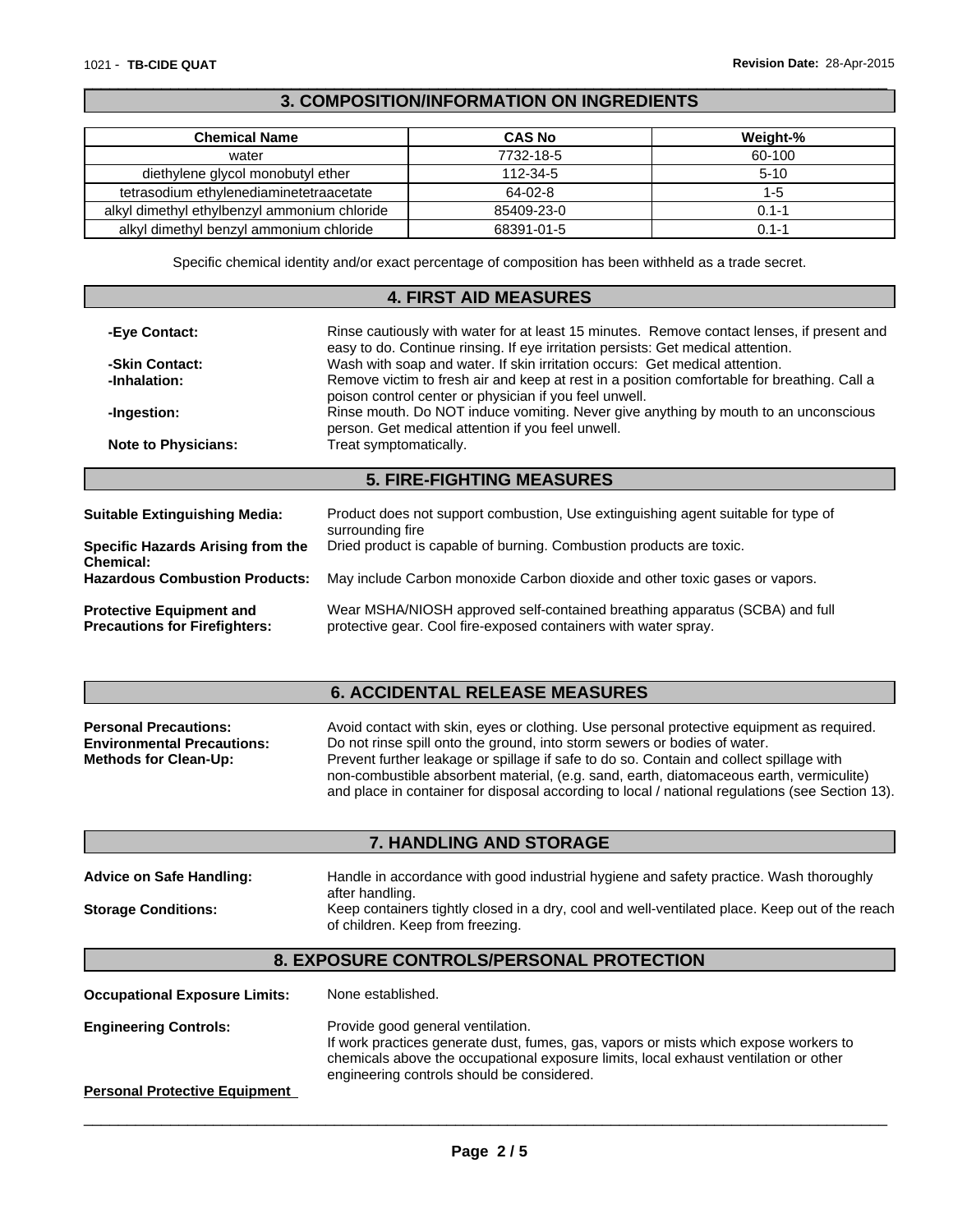## 3. COMPOSITION/INFORMATION ON INGREDIENTS

| Chemical Name | CAS No | Weight-% |
|---|---|---|
| water | 7732-18-5 | 60-100 |
| diethylene glycol monobutyl ether | 112-34-5 | 5-10 |
| tetrasodium ethylenediaminetetraacetate | 64-02-8 | 1-5 |
| alkyl dimethyl ethylbenzyl ammonium chloride | 85409-23-0 | 0.1-1 |
| alkyl dimethyl benzyl ammonium chloride | 68391-01-5 | 0.1-1 |

Specific chemical identity and/or exact percentage of composition has been withheld as a trade secret.

## 4. FIRST AID MEASURES

**-Eye Contact:** Rinse cautiously with water for at least 15 minutes. Remove contact lenses, if present and easy to do. Continue rinsing. If eye irritation persists: Get medical attention.

**-Skin Contact:** Wash with soap and water. If skin irritation occurs: Get medical attention.

**-Inhalation:** Remove victim to fresh air and keep at rest in a position comfortable for breathing. Call a poison control center or physician if you feel unwell.

**-Ingestion:** Rinse mouth. Do NOT induce vomiting. Never give anything by mouth to an unconscious person. Get medical attention if you feel unwell.

**Note to Physicians:** Treat symptomatically.

## 5. FIRE-FIGHTING MEASURES

**Suitable Extinguishing Media:** Product does not support combustion, Use extinguishing agent suitable for type of surrounding fire

**Specific Hazards Arising from the Chemical:** Dried product is capable of burning. Combustion products are toxic.

**Hazardous Combustion Products:** May include Carbon monoxide Carbon dioxide and other toxic gases or vapors.

**Protective Equipment and Precautions for Firefighters:** Wear MSHA/NIOSH approved self-contained breathing apparatus (SCBA) and full protective gear. Cool fire-exposed containers with water spray.

## 6. ACCIDENTAL RELEASE MEASURES

**Personal Precautions:** Avoid contact with skin, eyes or clothing. Use personal protective equipment as required.

**Environmental Precautions:** Do not rinse spill onto the ground, into storm sewers or bodies of water.

**Methods for Clean-Up:** Prevent further leakage or spillage if safe to do so. Contain and collect spillage with non-combustible absorbent material, (e.g. sand, earth, diatomaceous earth, vermiculite) and place in container for disposal according to local / national regulations (see Section 13).

## 7. HANDLING AND STORAGE

**Advice on Safe Handling:** Handle in accordance with good industrial hygiene and safety practice. Wash thoroughly after handling.

**Storage Conditions:** Keep containers tightly closed in a dry, cool and well-ventilated place. Keep out of the reach of children. Keep from freezing.

## 8. EXPOSURE CONTROLS/PERSONAL PROTECTION

**Occupational Exposure Limits:** None established.

**Engineering Controls:** Provide good general ventilation.
If work practices generate dust, fumes, gas, vapors or mists which expose workers to chemicals above the occupational exposure limits, local exhaust ventilation or other engineering controls should be considered.

**Personal Protective Equipment**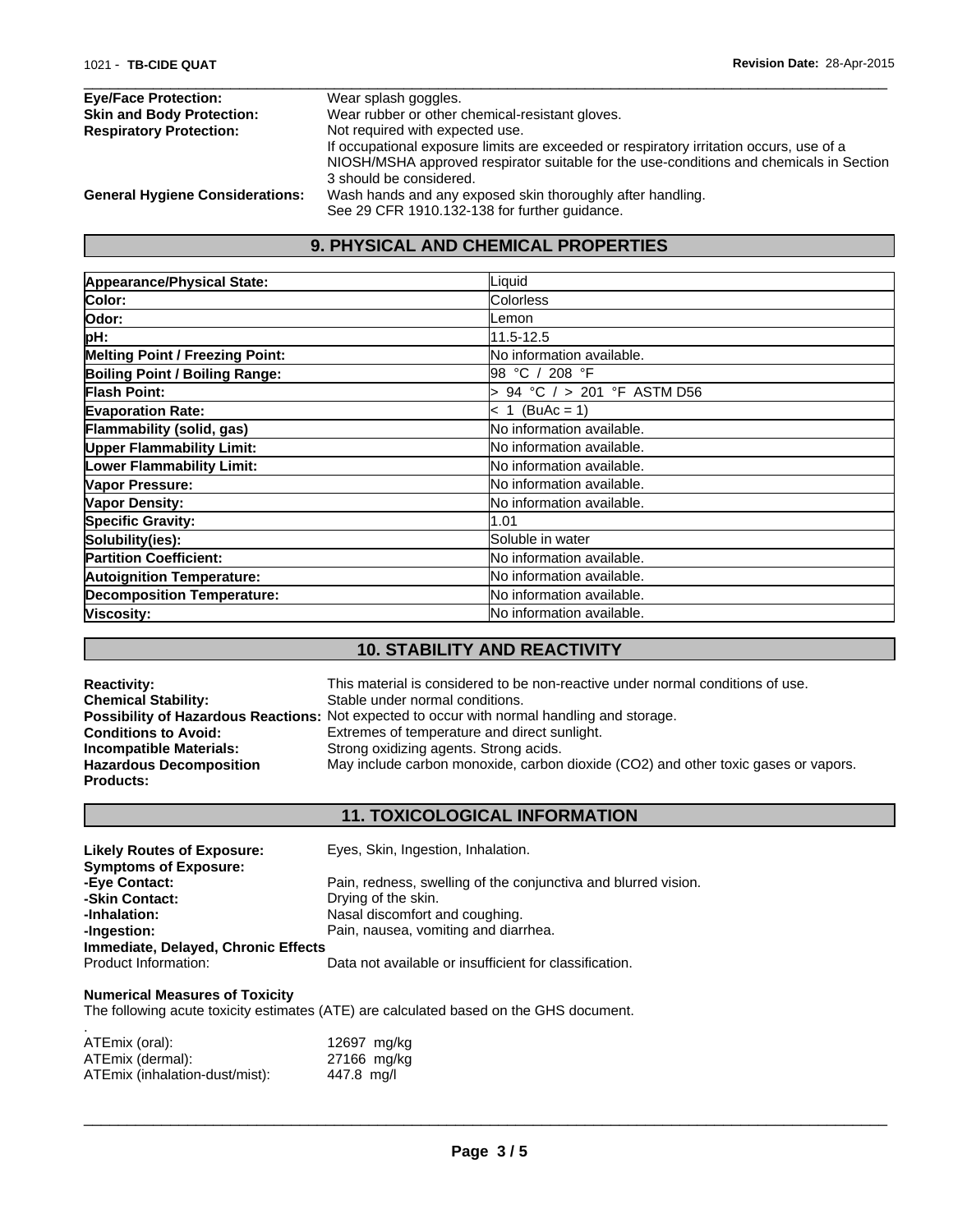**Eye/Face Protection:** Wear splash goggles.
**Skin and Body Protection:** Wear rubber or other chemical-resistant gloves.
**Respiratory Protection:** Not required with expected use.
If occupational exposure limits are exceeded or respiratory irritation occurs, use of a NIOSH/MSHA approved respirator suitable for the use-conditions and chemicals in Section 3 should be considered.
**General Hygiene Considerations:** Wash hands and any exposed skin thoroughly after handling.
See 29 CFR 1910.132-138 for further guidance.

## 9. PHYSICAL AND CHEMICAL PROPERTIES

| | |
|---|---|
| **Appearance/Physical State:** | Liquid |
| **Color:** | Colorless |
| **Odor:** | Lemon |
| **pH:** | 11.5-12.5 |
| **Melting Point / Freezing Point:** | No information available. |
| **Boiling Point / Boiling Range:** | 98 °C / 208 °F |
| **Flash Point:** | > 94 °C / > 201 °F ASTM D56 |
| **Evaporation Rate:** | < 1 (BuAc = 1) |
| **Flammability (solid, gas)** | No information available. |
| **Upper Flammability Limit:** | No information available. |
| **Lower Flammability Limit:** | No information available. |
| **Vapor Pressure:** | No information available. |
| **Vapor Density:** | No information available. |
| **Specific Gravity:** | 1.01 |
| **Solubility(ies):** | Soluble in water |
| **Partition Coefficient:** | No information available. |
| **Autoignition Temperature:** | No information available. |
| **Decomposition Temperature:** | No information available. |
| **Viscosity:** | No information available. |

## 10. STABILITY AND REACTIVITY

**Reactivity:** This material is considered to be non-reactive under normal conditions of use.
**Chemical Stability:** Stable under normal conditions.
**Possibility of Hazardous Reactions:** Not expected to occur with normal handling and storage.
**Conditions to Avoid:** Extremes of temperature and direct sunlight.
**Incompatible Materials:** Strong oxidizing agents. Strong acids.
**Hazardous Decomposition Products:** May include carbon monoxide, carbon dioxide ($CO_2$) and other toxic gases or vapors.

## 11. TOXICOLOGICAL INFORMATION

**Likely Routes of Exposure:** Eyes, Skin, Ingestion, Inhalation.
**Symptoms of Exposure:**
**-Eye Contact:** Pain, redness, swelling of the conjunctiva and blurred vision.
**-Skin Contact:** Drying of the skin.
**-Inhalation:** Nasal discomfort and coughing.
**-Ingestion:** Pain, nausea, vomiting and diarrhea.
**Immediate, Delayed, Chronic Effects**
Product Information: Data not available or insufficient for classification.

**Numerical Measures of Toxicity**
The following acute toxicity estimates (ATE) are calculated based on the GHS document.
.

ATEmix (oral): 12697 mg/kg
ATEmix (dermal): 27166 mg/kg
ATEmix (inhalation-dust/mist): 447.8 mg/l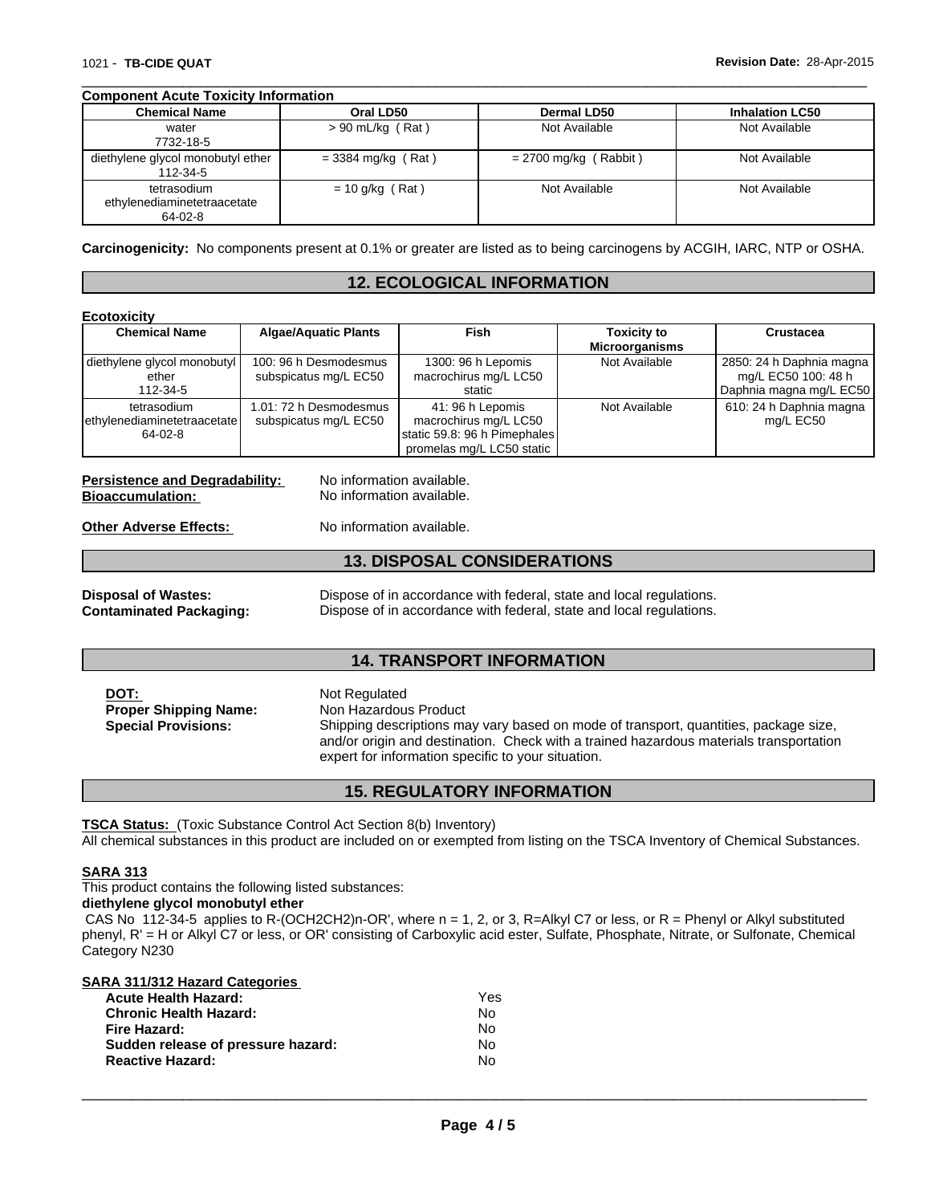**Component Acute Toxicity Information**

| Chemical Name | Oral LD50 | Dermal LD50 | Inhalation LC50 |
|---|---|---|---|
| water 7732-18-5 | > 90 mL/kg ( Rat ) | Not Available | Not Available |
| diethylene glycol monobutyl ether 112-34-5 | = 3384 mg/kg ( Rat ) | = 2700 mg/kg ( Rabbit ) | Not Available |
| tetrasodium ethylenediaminetetraacetate 64-02-8 | = 10 g/kg ( Rat ) | Not Available | Not Available |

**Carcinogenicity:** No components present at 0.1% or greater are listed as to being carcinogens by ACGIH, IARC, NTP or OSHA.

## 12. ECOLOGICAL INFORMATION

**Ecotoxicity**

| Chemical Name | Algae/Aquatic Plants | Fish | Toxicity to Microorganisms | Crustacea |
|---|---|---|---|---|
| diethylene glycol monobutyl ether 112-34-5 | 100: 96 h Desmodesmus subspicatus mg/L EC50 | 1300: 96 h Lepomis macrochirus mg/L LC50 static | Not Available | 2850: 24 h Daphnia magna mg/L EC50 100: 48 h Daphnia magna mg/L EC50 |
| tetrasodium ethylenediaminetetraacetate 64-02-8 | 1.01: 72 h Desmodesmus subspicatus mg/L EC50 | 41: 96 h Lepomis macrochirus mg/L LC50 static 59.8: 96 h Pimephales promelas mg/L LC50 static | Not Available | 610: 24 h Daphnia magna mg/L EC50 |

**Persistence and Degradability:** No information available.
**Bioaccumulation:** No information available.

**Other Adverse Effects:** No information available.

## 13. DISPOSAL CONSIDERATIONS

**Disposal of Wastes:** Dispose of in accordance with federal, state and local regulations.
**Contaminated Packaging:** Dispose of in accordance with federal, state and local regulations.

## 14. TRANSPORT INFORMATION

**DOT:** Not Regulated
**Proper Shipping Name:** Non Hazardous Product
**Special Provisions:** Shipping descriptions may vary based on mode of transport, quantities, package size, and/or origin and destination. Check with a trained hazardous materials transportation expert for information specific to your situation.

## 15. REGULATORY INFORMATION

**TSCA Status:** (Toxic Substance Control Act Section 8(b) Inventory)
All chemical substances in this product are included on or exempted from listing on the TSCA Inventory of Chemical Substances.

**SARA 313**
This product contains the following listed substances:
**diethylene glycol monobutyl ether**
CAS No 112-34-5 applies to R-(OCH2CH2)n-OR', where n = 1, 2, or 3, R=Alkyl C7 or less, or R = Phenyl or Alkyl substituted phenyl, R' = H or Alkyl C7 or less, or OR' consisting of Carboxylic acid ester, Sulfate, Phosphate, Nitrate, or Sulfonate, Chemical Category N230

**SARA 311/312 Hazard Categories**

| | |
|---|---|
| **Acute Health Hazard:** | Yes |
| **Chronic Health Hazard:** | No |
| **Fire Hazard:** | No |
| **Sudden release of pressure hazard:** | No |
| **Reactive Hazard:** | No |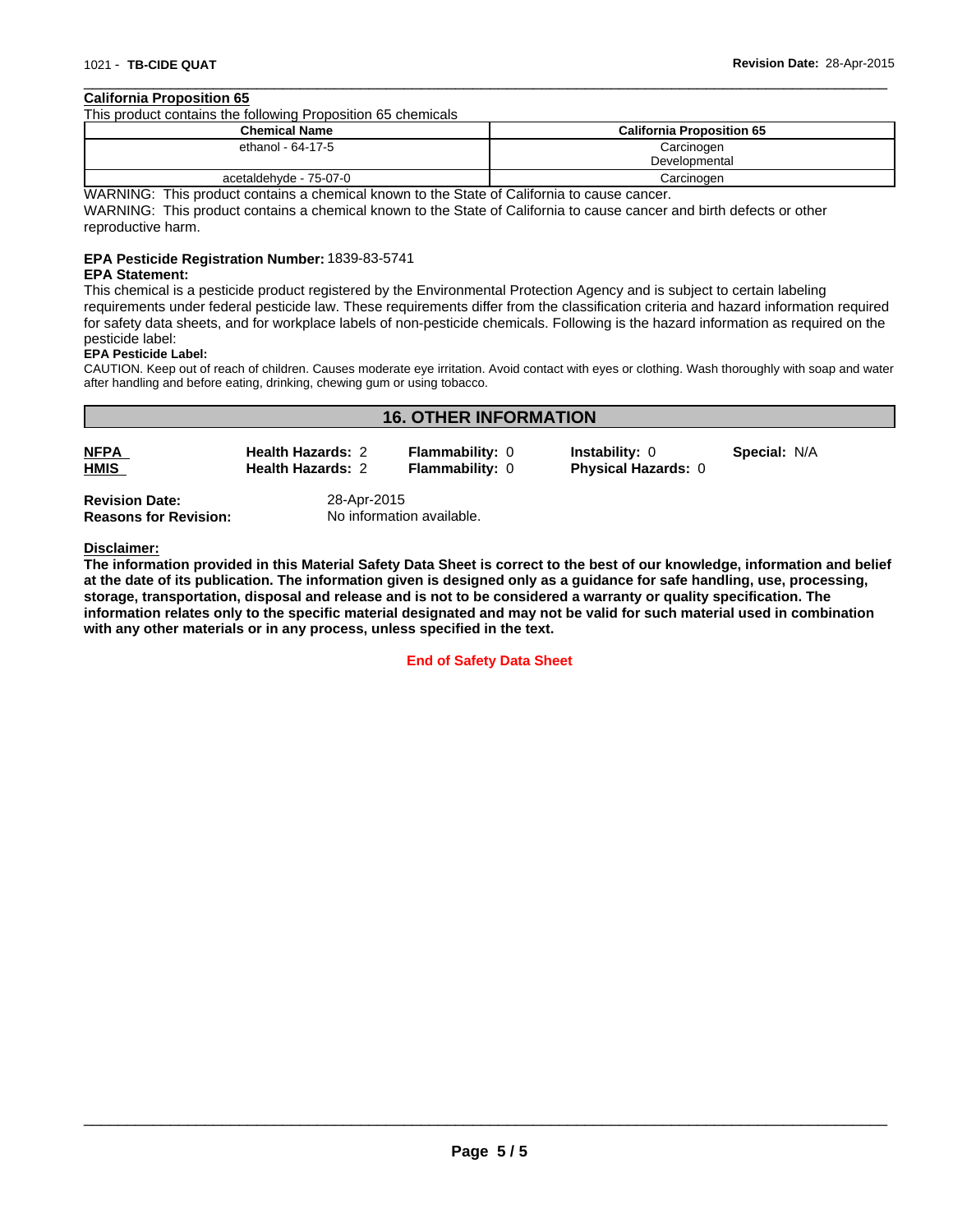**California Proposition 65**

This product contains the following Proposition 65 chemicals

| Chemical Name | California Proposition 65 |
|---|---|
| ethanol - 64-17-5 | Carcinogen<br>Developmental |
| acetaldehyde - 75-07-0 | Carcinogen |

WARNING: This product contains a chemical known to the State of California to cause cancer.
WARNING: This product contains a chemical known to the State of California to cause cancer and birth defects or other reproductive harm.

**EPA Pesticide Registration Number:** 1839-83-5741

**EPA Statement:**

This chemical is a pesticide product registered by the Environmental Protection Agency and is subject to certain labeling requirements under federal pesticide law. These requirements differ from the classification criteria and hazard information required for safety data sheets, and for workplace labels of non-pesticide chemicals. Following is the hazard information as required on the pesticide label:

**EPA Pesticide Label:**

CAUTION. Keep out of reach of children. Causes moderate eye irritation. Avoid contact with eyes or clothing. Wash thoroughly with soap and water after handling and before eating, drinking, chewing gum or using tobacco.

## 16. OTHER INFORMATION

| | | | | |
|---|---|---|---|---|
| **NFPA** | **Health Hazards:** 2 | **Flammability:** 0 | **Instability:** 0 | **Special:** N/A |
| **HMIS** | **Health Hazards:** 2 | **Flammability:** 0 | **Physical Hazards:** 0 | |

**Revision Date:** 28-Apr-2015
**Reasons for Revision:** No information available.

**Disclaimer:**

**The information provided in this Material Safety Data Sheet is correct to the best of our knowledge, information and belief at the date of its publication. The information given is designed only as a guidance for safe handling, use, processing, storage, transportation, disposal and release and is not to be considered a warranty or quality specification. The information relates only to the specific material designated and may not be valid for such material used in combination with any other materials or in any process, unless specified in the text.**

**End of Safety Data Sheet**